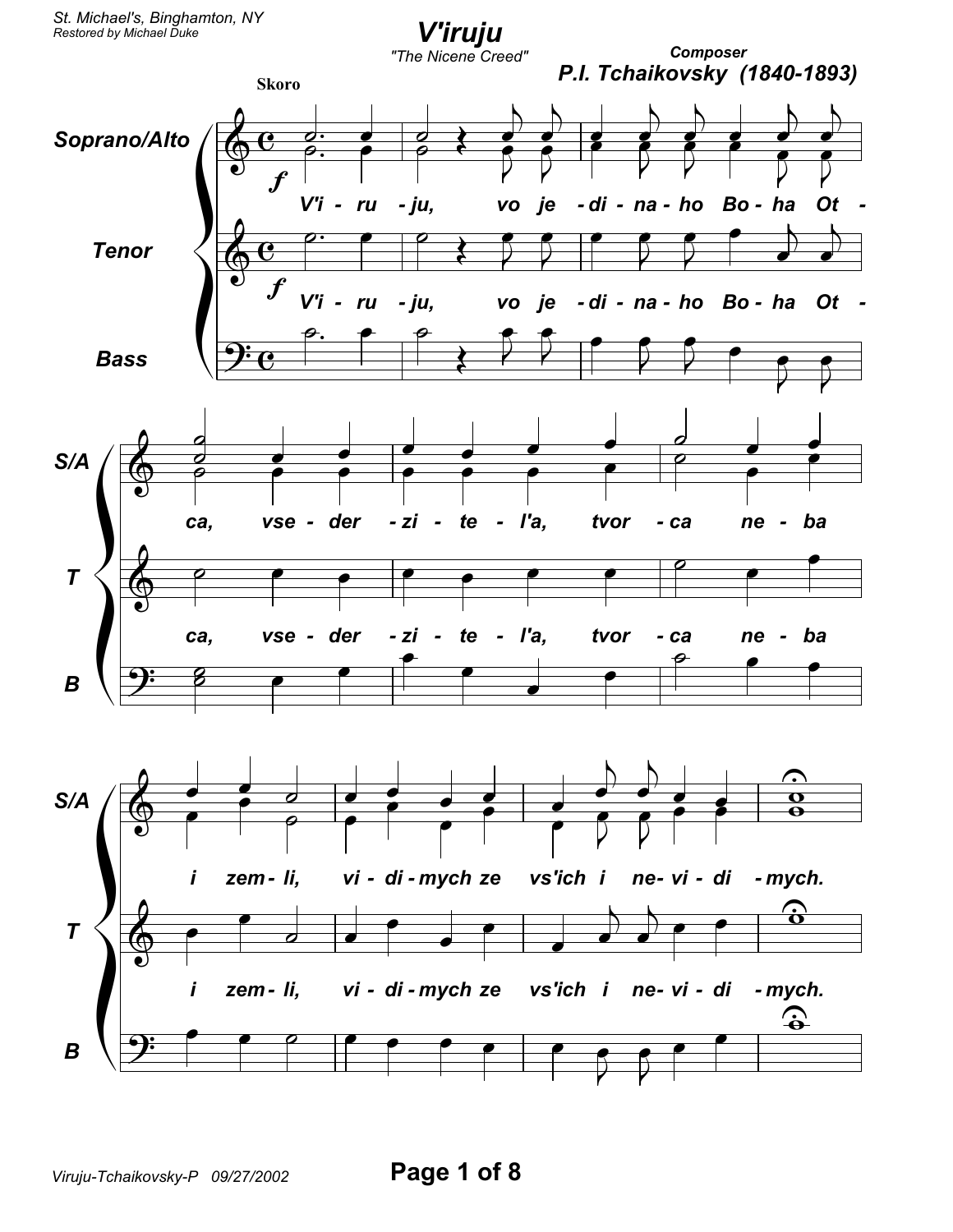St. Michael's, Binghamton, NY
*Restored by Michael Duke*

# V'iruju

*"The Nicene Creed"*

**Composer**
**P.I. Tchaikovsky (1840-1893)**

**Skoro**

Soprano/Alto, Tenor, Bass

*f*

V'i - ru - ju, vo je - di - na - ho Bo - ha Ot - ca, vse - der - zi - te - l'a, tvor - ca ne - ba i zem - li, vi - di - mych ze vs'ich i ne - vi - di - mych.

Viruju-Tchaikovsky-P 09/27/2002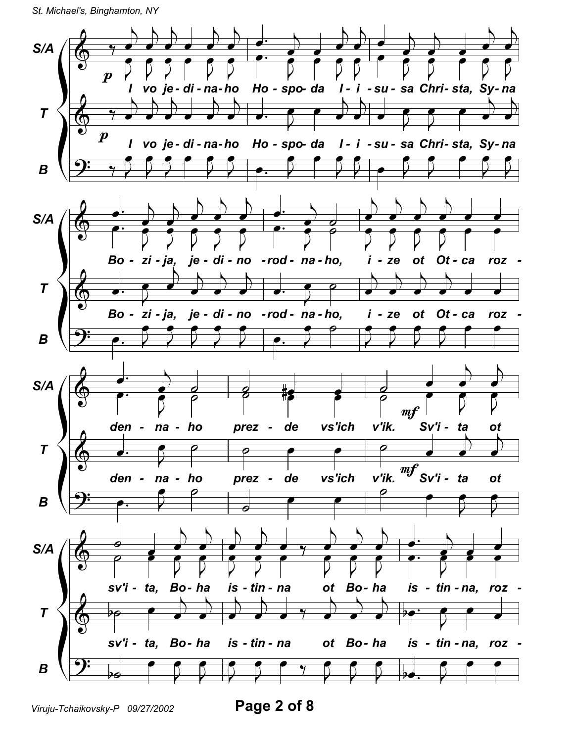I vo je-di-na-ho Ho-spo-da I-i-su-sa Chri-sta, Sy-na

Bo-zi-ja, je-di-no-rod-na-ho, i-ze ot Ot-ca roz-

den-na-ho prez-de vs'ich v'ik. Sv'i-ta ot

sv'i-ta, Bo-ha is-tin-na ot Bo-ha is-tin-na, roz-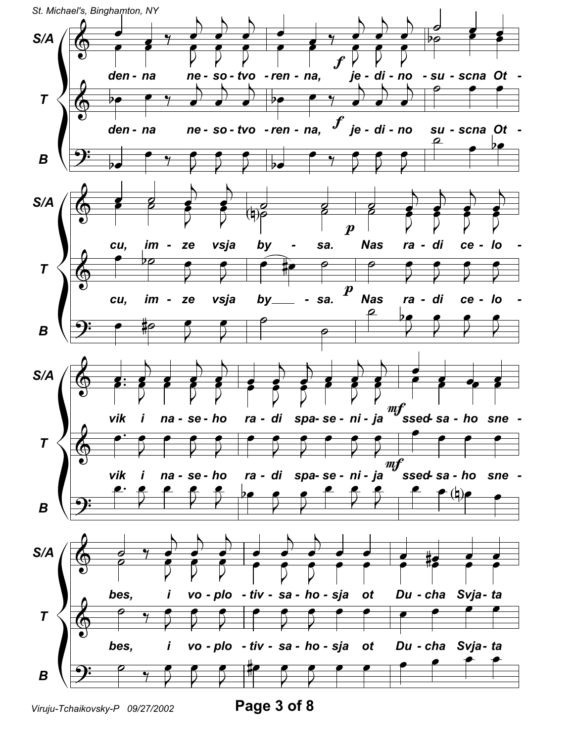den - na ne - so - tvo - ren - na, je - di - no - su - scna Ot - cu, im - ze vsja by - sa.

Nas ra - di ce - lo - vik i na - se - ho ra - di spa - se - ni - ja ssed - sa - ho sne - bes, i vo - plo - tiv - sa - ho - sja ot Du - cha Svja - ta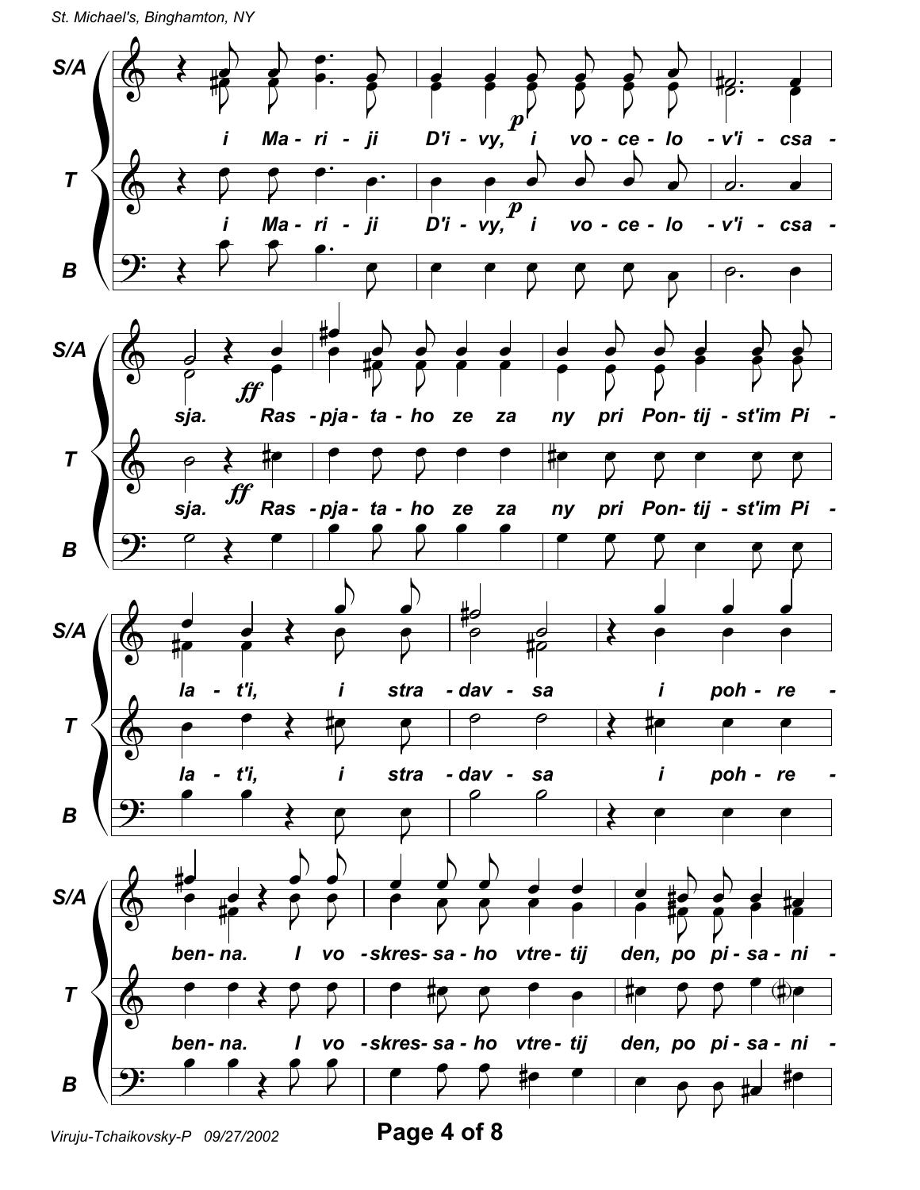S/A
T
B

i Ma - ri - ji D'i - vy, i vo - ce - lo - v'i - csa - sja. Ras - pja - ta - ho ze za ny pri Pon - tij - st'im Pi - la - t'i, i stra - dav - sa i poh - re - ben - na. I vo - skres - sa - ho vtre - tij den, po pi - sa - ni -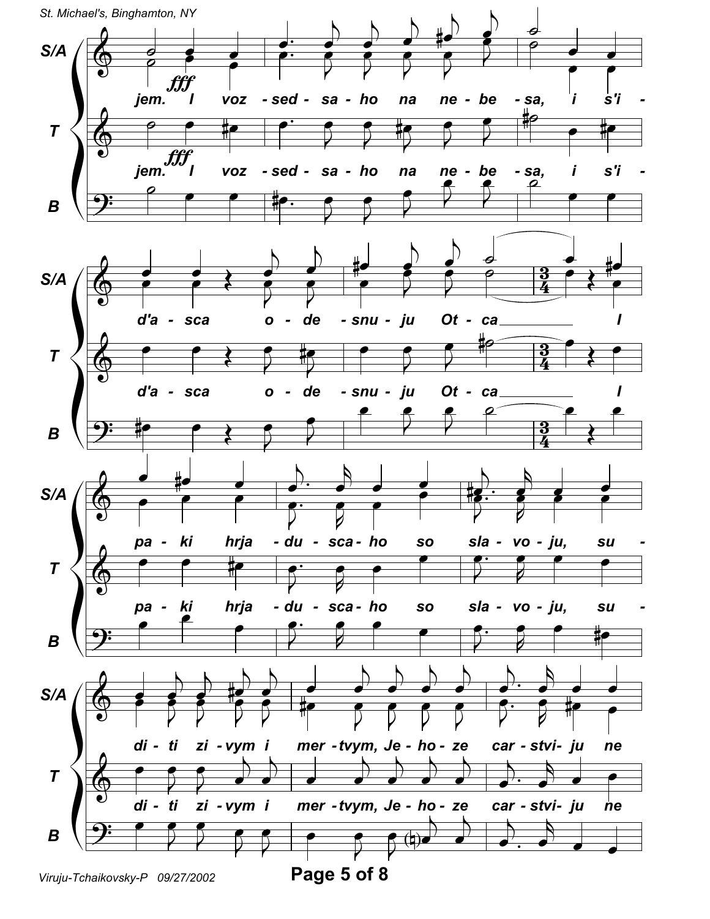S/A

*fff*

jem. I voz - sed - sa - ho na ne - be - sa, i s'i - d'a - sca o - de - snu - ju Ot - ca I pa - ki hrja - du - sca - ho so sla - vo - ju, su - di - ti zi - vym i mer - tvym, Je - ho - ze car - stvi - ju ne

T

*fff*

jem. I voz - sed - sa - ho na ne - be - sa, i s'i - d'a - sca o - de - snu - ju Ot - ca I pa - ki hrja - du - sca - ho so sla - vo - ju, su - di - ti zi - vym i mer - tvym, Je - ho - ze car - stvi - ju ne

B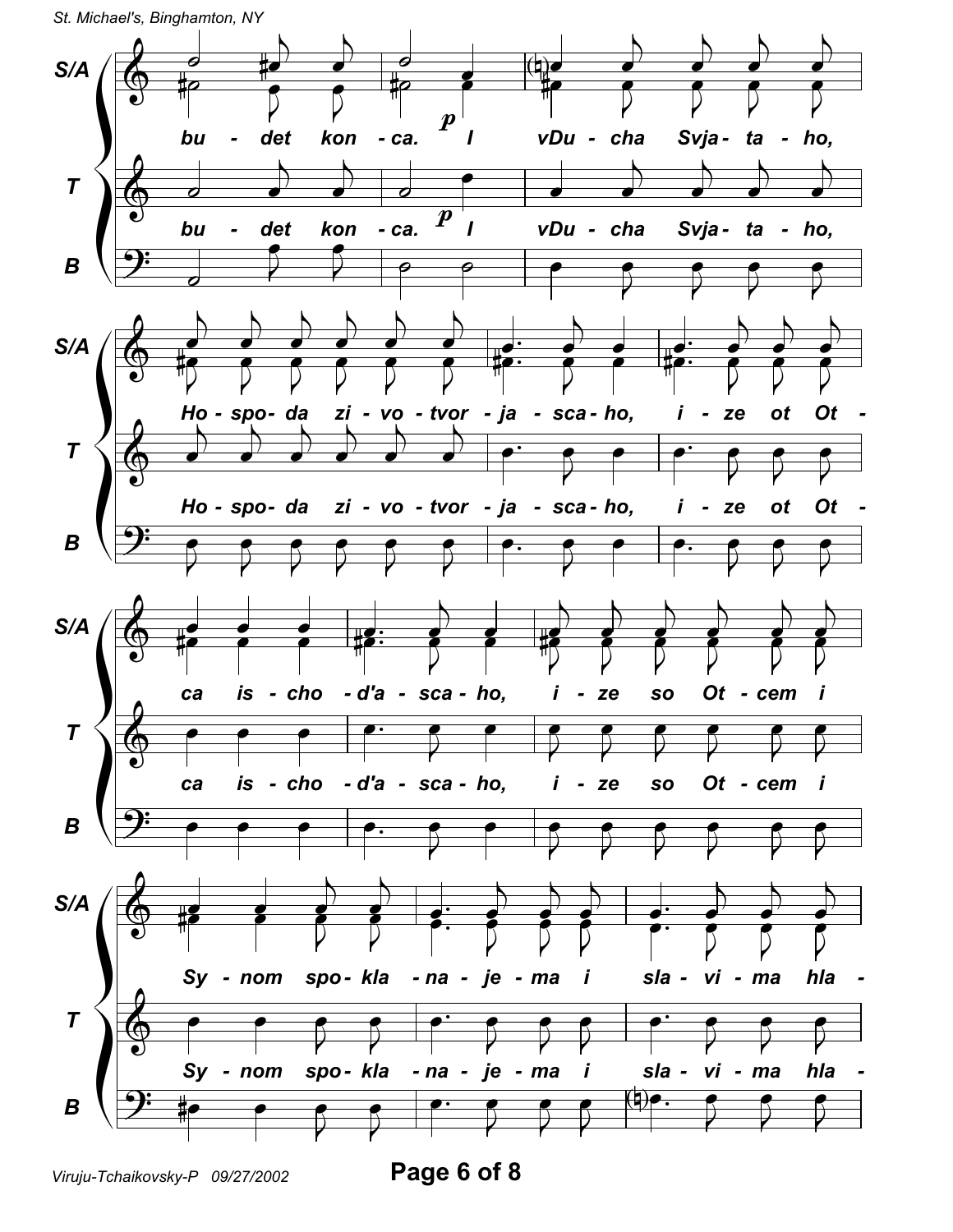bu - det kon - ca. I vDu - cha Svja - ta - ho,

Ho - spo - da zi - vo - tvor - ja - sca - ho, i - ze ot Ot -

ca is - cho - d'a - sca - ho, i - ze so Ot - cem i

Sy - nom spo - kla - na - je - ma i sla - vi - ma hla -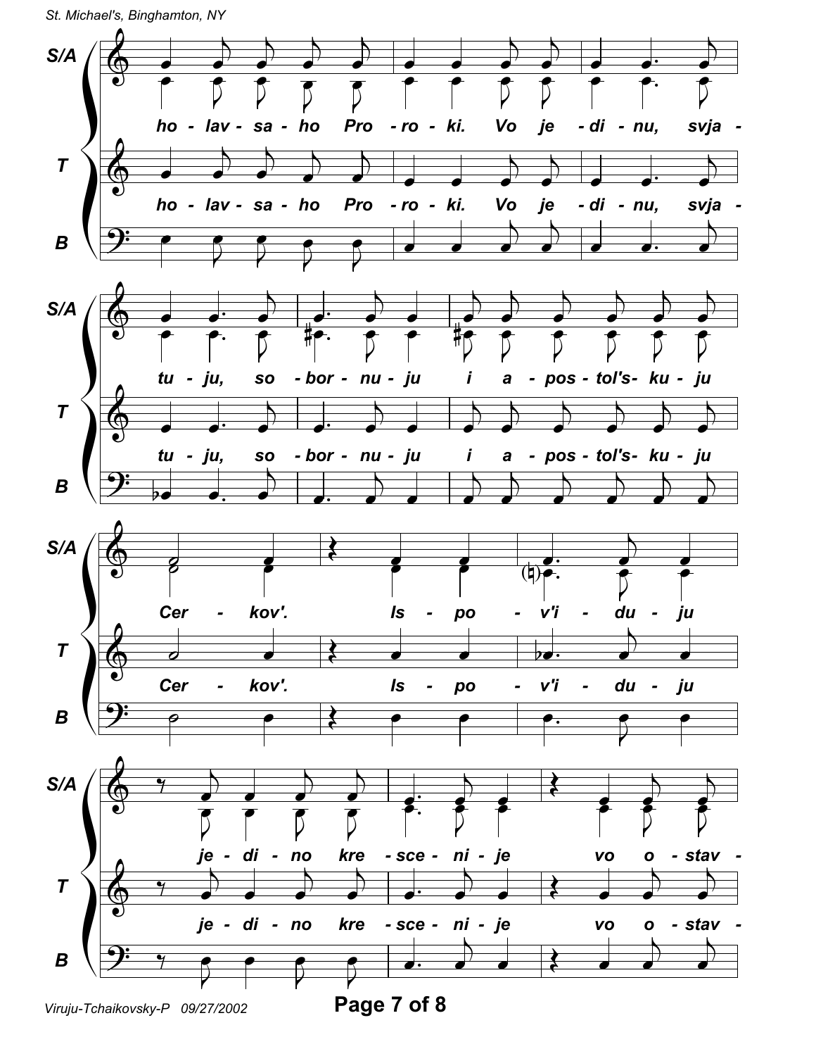S/A: ho - lav - sa - ho Pro - ro - ki. Vo je - di - nu, svja -

T: ho - lav - sa - ho Pro - ro - ki. Vo je - di - nu, svja -

B

S/A: tu - ju, so - bor - nu - ju i a - pos - tol's- ku - ju

T: tu - ju, so - bor - nu - ju i a - pos - tol's- ku - ju

B

S/A: Cer - kov'. Is - po - v'i - du - ju

T: Cer - kov'. Is - po - v'i - du - ju

B

S/A: je - di - no kre - sce - ni - je vo o - stav -

T: je - di - no kre - sce - ni - je vo o - stav -

B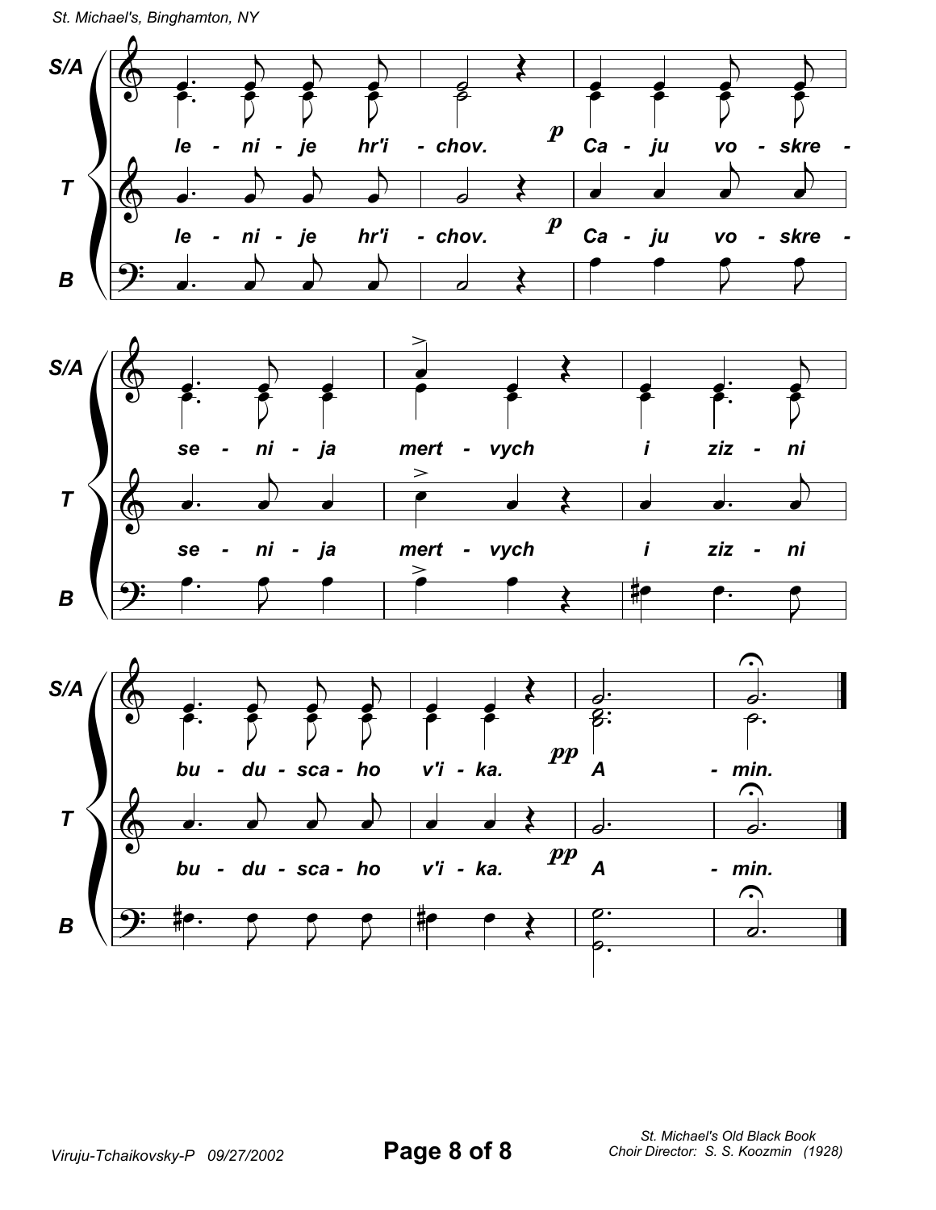St. Michael's, Binghamton, NY

S/A

le - ni - je hr'i - chov. *p* Ca - ju vo - skre -

T

le - ni - je hr'i - chov. *p* Ca - ju vo - skre -

B

S/A

se - ni - ja mert - vych i ziz - ni

T

se - ni - ja mert - vych i ziz - ni

B

S/A

bu - du - sca - ho v'i - ka. *pp* A - min.

T

bu - du - sca - ho v'i - ka. *pp* A - min.

B

Viruju-Tchaikovsky-P 09/27/2002

St. Michael's Old Black Book
Choir Director: S. S. Koozmin (1928)